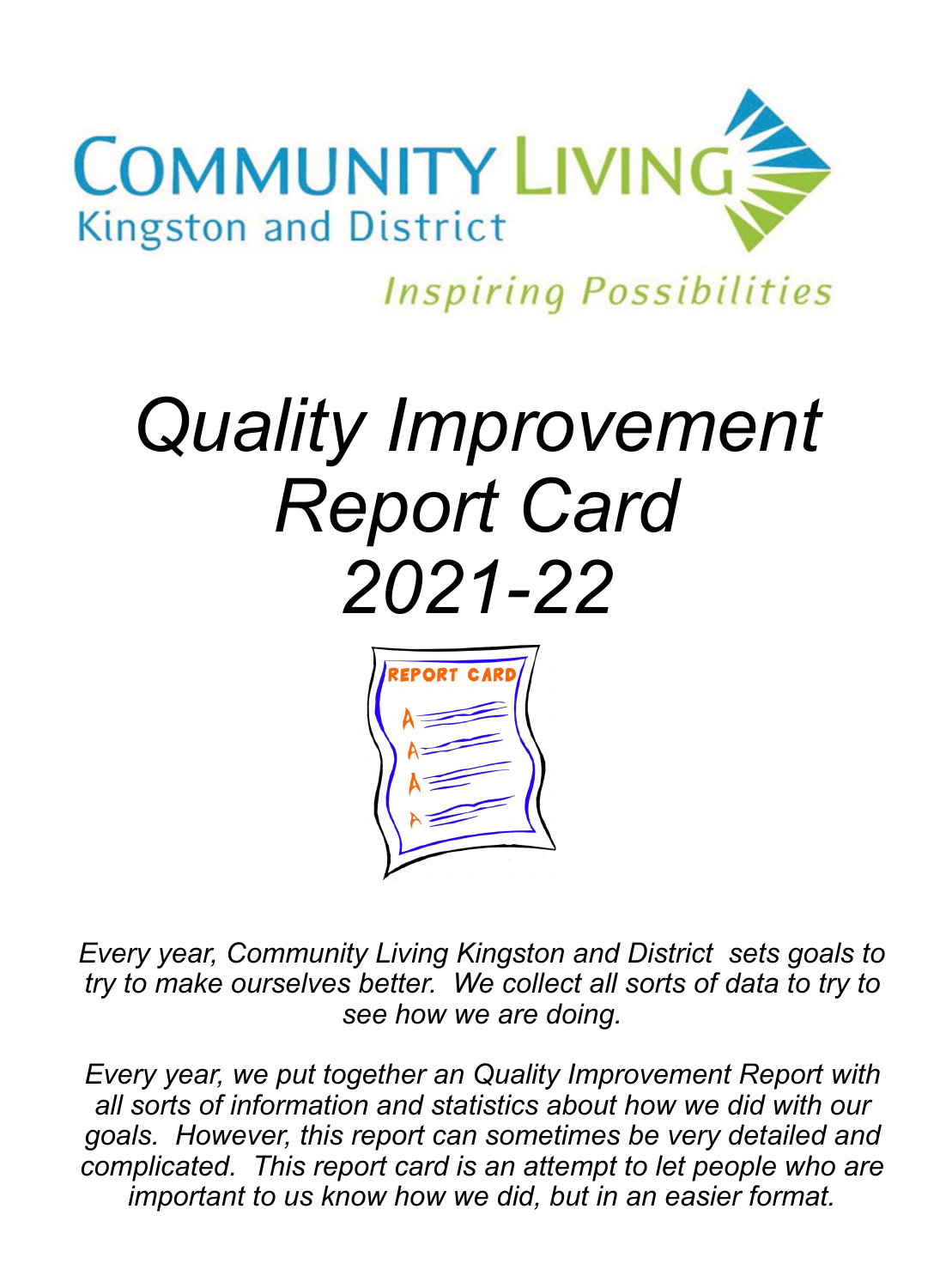Community Living Kingston and District

*Inspiring Possibilities*

# *Quality Improvement Report Card 2021-22*

*Every year, Community Living Kingston and District sets goals to try to make ourselves better. We collect all sorts of data to try to see how we are doing.*

*Every year, we put together an Quality Improvement Report with all sorts of information and statistics about how we did with our goals. However, this report can sometimes be very detailed and complicated. This report card is an attempt to let people who are important to us know how we did, but in an easier format.*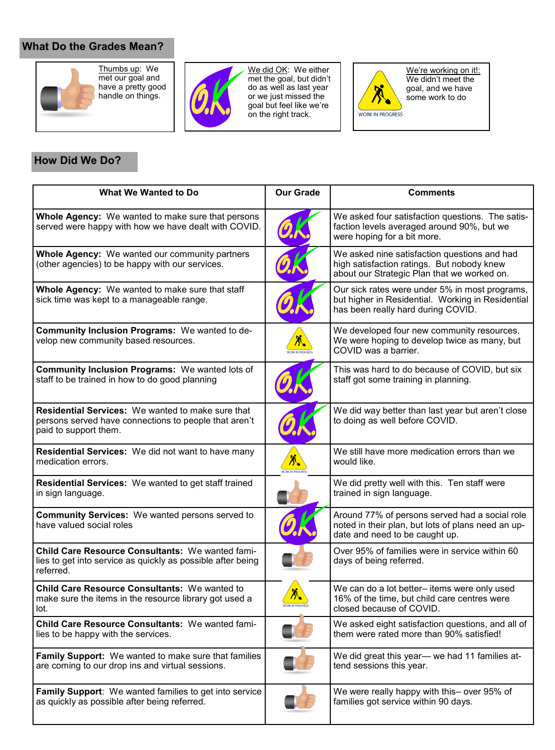## What Do the Grades Mean?

| Grade | Meaning |
| --- | --- |
| Thumbs up | We met our goal and have a pretty good handle on things. |
| We did OK | We either met the goal, but didn't do as well as last year or we just missed the goal but feel like we're on the right track. |
| We're working on it! (WORK IN PROGRESS) | We didn't meet the goal, and we have some work to do |

## How Did We Do?

| What We Wanted to Do | Our Grade | Comments |
| --- | --- | --- |
| **Whole Agency:** We wanted to make sure that persons served were happy with how we have dealt with COVID. | O.K. | We asked four satisfaction questions. The satisfaction levels averaged around 90%, but we were hoping for a bit more. |
| **Whole Agency:** We wanted our community partners (other agencies) to be happy with our services. | O.K. | We asked nine satisfaction questions and had high satisfaction ratings. But nobody knew about our Strategic Plan that we worked on. |
| **Whole Agency:** We wanted to make sure that staff sick time was kept to a manageable range. | O.K. | Our sick rates were under 5% in most programs, but higher in Residential. Working in Residential has been really hard during COVID. |
| **Community Inclusion Programs:** We wanted to develop new community based resources. | Work in Progress | We developed four new community resources. We were hoping to develop twice as many, but COVID was a barrier. |
| **Community Inclusion Programs:** We wanted lots of staff to be trained in how to do good planning | O.K. | This was hard to do because of COVID, but six staff got some training in planning. |
| **Residential Services:** We wanted to make sure that persons served have connections to people that aren't paid to support them. | O.K. | We did way better than last year but aren't close to doing as well before COVID. |
| **Residential Services:** We did not want to have many medication errors. | Work in Progress | We still have more medication errors than we would like. |
| **Residential Services:** We wanted to get staff trained in sign language. | Thumbs up | We did pretty well with this. Ten staff were trained in sign language. |
| **Community Services:** We wanted persons served to have valued social roles | O.K. | Around 77% of persons served had a social role noted in their plan, but lots of plans need an update and need to be caught up. |
| **Child Care Resource Consultants:** We wanted families to get into service as quickly as possible after being referred. | Thumbs up | Over 95% of families were in service within 60 days of being referred. |
| **Child Care Resource Consultants:** We wanted to make sure the items in the resource library got used a lot. | Work in Progress | We can do a lot better– items were only used 16% of the time, but child care centres were closed because of COVID. |
| **Child Care Resource Consultants:** We wanted families to be happy with the services. | Thumbs up | We asked eight satisfaction questions, and all of them were rated more than 90% satisfied! |
| **Family Support:** We wanted to make sure that families are coming to our drop ins and virtual sessions. | Thumbs up | We did great this year— we had 11 families attend sessions this year. |
| **Family Support**: We wanted families to get into service as quickly as possible after being referred. | Thumbs up | We were really happy with this– over 95% of families got service within 90 days. |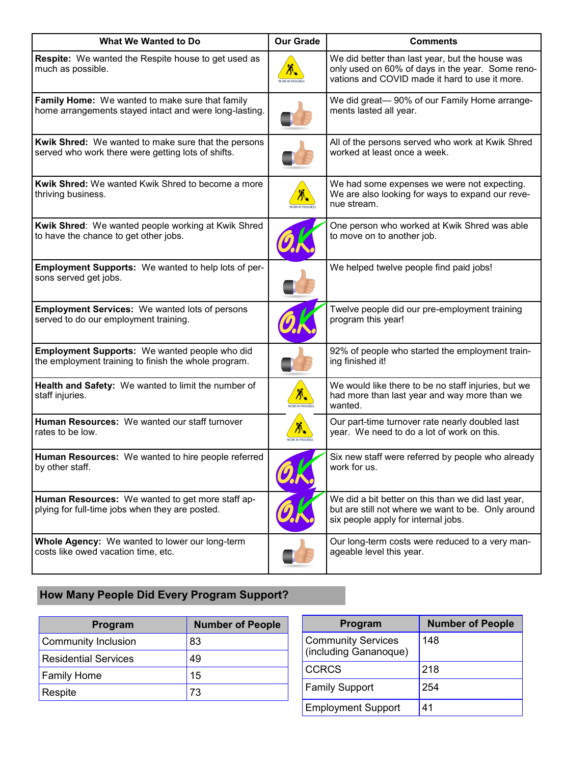| What We Wanted to Do | Our Grade | Comments |
|---|---|---|
| **Respite:** We wanted the Respite house to get used as much as possible. | WORK IN PROGRESS | We did better than last year, but the house was only used on 60% of days in the year. Some renovations and COVID made it hard to use it more. |
| **Family Home:** We wanted to make sure that family home arrangements stayed intact and were long-lasting. | Thumbs up | We did great— 90% of our Family Home arrangements lasted all year. |
| **Kwik Shred:** We wanted to make sure that the persons served who work there were getting lots of shifts. | Thumbs up | All of the persons served who work at Kwik Shred worked at least once a week. |
| **Kwik Shred:** We wanted Kwik Shred to become a more thriving business. | WORK IN PROGRESS | We had some expenses we were not expecting. We are also looking for ways to expand our revenue stream. |
| **Kwik Shred**: We wanted people working at Kwik Shred to have the chance to get other jobs. | O.K. | One person who worked at Kwik Shred was able to move on to another job. |
| **Employment Supports:** We wanted to help lots of persons served get jobs. | Thumbs up | We helped twelve people find paid jobs! |
| **Employment Services:** We wanted lots of persons served to do our employment training. | O.K. | Twelve people did our pre-employment training program this year! |
| **Employment Supports:** We wanted people who did the employment training to finish the whole program. | Thumbs up | 92% of people who started the employment training finished it! |
| **Health and Safety:** We wanted to limit the number of staff injuries. | WORK IN PROGRESS | We would like there to be no staff injuries, but we had more than last year and way more than we wanted. |
| **Human Resources:** We wanted our staff turnover rates to be low. | WORK IN PROGRESS | Our part-time turnover rate nearly doubled last year. We need to do a lot of work on this. |
| **Human Resources:** We wanted to hire people referred by other staff. | O.K. | Six new staff were referred by people who already work for us. |
| **Human Resources:** We wanted to get more staff applying for full-time jobs when they are posted. | O.K. | We did a bit better on this than we did last year, but are still not where we want to be. Only around six people apply for internal jobs. |
| **Whole Agency:** We wanted to lower our long-term costs like owed vacation time, etc. | Thumbs up | Our long-term costs were reduced to a very manageable level this year. |

## How Many People Did Every Program Support?

| Program | Number of People |
|---|---|
| Community Inclusion | 83 |
| Residential Services | 49 |
| Family Home | 15 |
| Respite | 73 |

| Program | Number of People |
|---|---|
| Community Services (including Gananoque) | 148 |
| CCRCS | 218 |
| Family Support | 254 |
| Employment Support | 41 |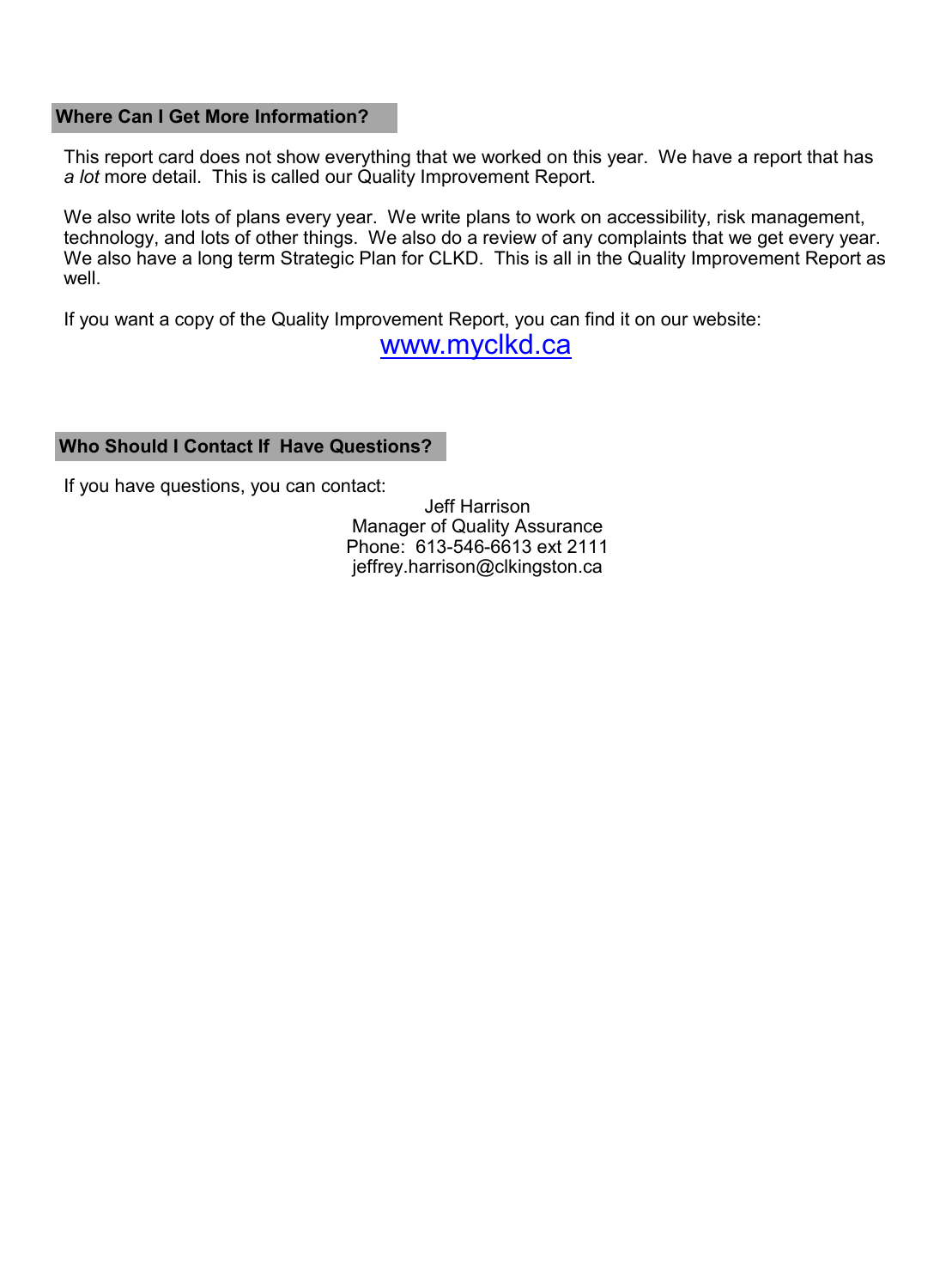## Where Can I Get More Information?

This report card does not show everything that we worked on this year. We have a report that has *a lot* more detail. This is called our Quality Improvement Report.

We also write lots of plans every year. We write plans to work on accessibility, risk management, technology, and lots of other things. We also do a review of any complaints that we get every year. We also have a long term Strategic Plan for CLKD. This is all in the Quality Improvement Report as well.

If you want a copy of the Quality Improvement Report, you can find it on our website:

[www.myclkd.ca](http://www.myclkd.ca)

## Who Should I Contact If Have Questions?

If you have questions, you can contact:

Jeff Harrison
Manager of Quality Assurance
Phone: 613-546-6613 ext 2111
jeffrey.harrison@clkingston.ca